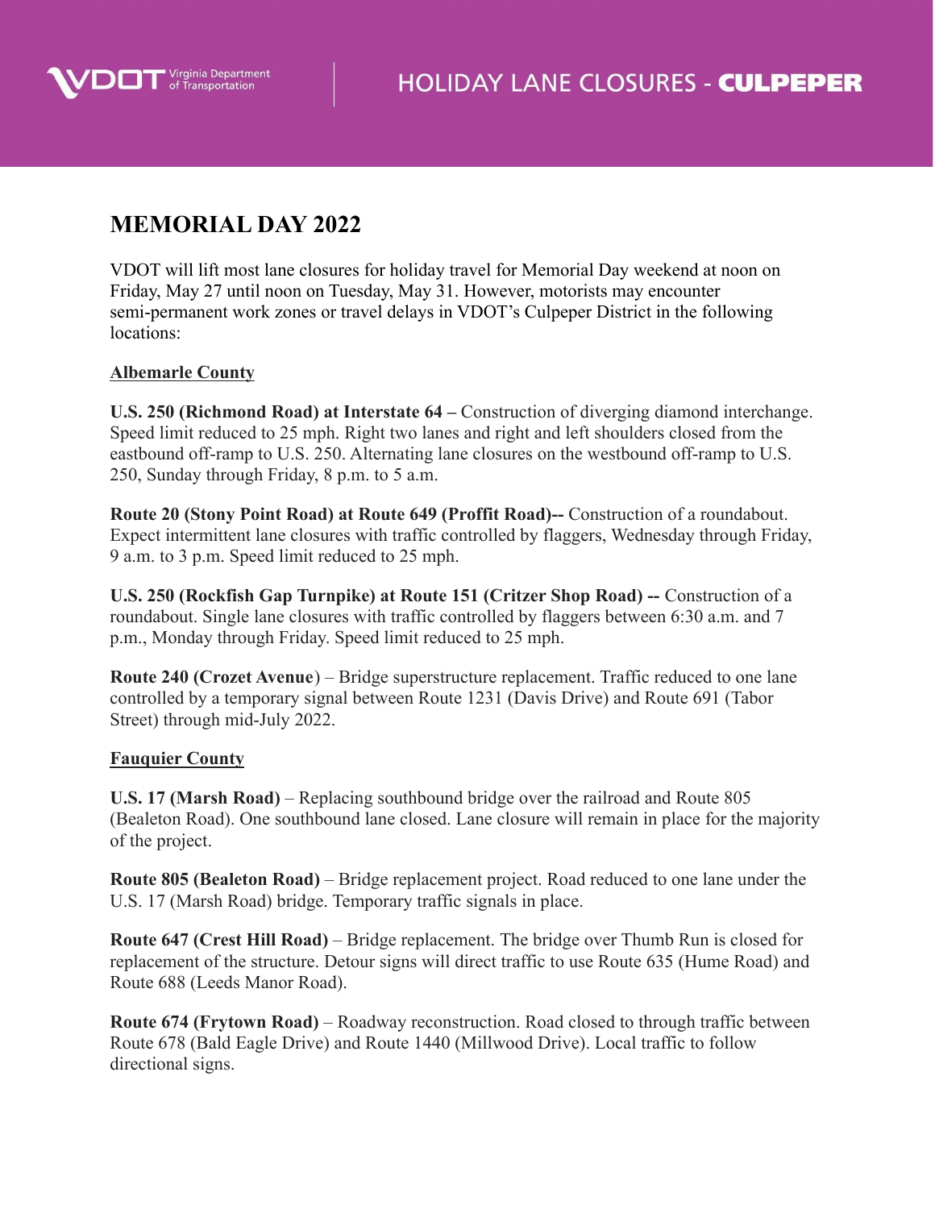VDOT Virginia Department of Transportation

# HOLIDAY LANE CLOSURES - **CULPEPER**

## MEMORIAL DAY 2022

VDOT will lift most lane closures for holiday travel for Memorial Day weekend at noon on Friday, May 27 until noon on Tuesday, May 31. However, motorists may encounter semi-permanent work zones or travel delays in VDOT's Culpeper District in the following locations:

### Albemarle County

**U.S. 250 (Richmond Road) at Interstate 64 –** Construction of diverging diamond interchange. Speed limit reduced to 25 mph. Right two lanes and right and left shoulders closed from the eastbound off-ramp to U.S. 250. Alternating lane closures on the westbound off-ramp to U.S. 250, Sunday through Friday, 8 p.m. to 5 a.m.

**Route 20 (Stony Point Road) at Route 649 (Proffit Road)--** Construction of a roundabout. Expect intermittent lane closures with traffic controlled by flaggers, Wednesday through Friday, 9 a.m. to 3 p.m. Speed limit reduced to 25 mph.

**U.S. 250 (Rockfish Gap Turnpike) at Route 151 (Critzer Shop Road) --** Construction of a roundabout. Single lane closures with traffic controlled by flaggers between 6:30 a.m. and 7 p.m., Monday through Friday. Speed limit reduced to 25 mph.

**Route 240 (Crozet Avenue**) – Bridge superstructure replacement. Traffic reduced to one lane controlled by a temporary signal between Route 1231 (Davis Drive) and Route 691 (Tabor Street) through mid-July 2022.

### Fauquier County

**U.S. 17 (Marsh Road)** – Replacing southbound bridge over the railroad and Route 805 (Bealeton Road). One southbound lane closed. Lane closure will remain in place for the majority of the project.

**Route 805 (Bealeton Road)** – Bridge replacement project. Road reduced to one lane under the U.S. 17 (Marsh Road) bridge. Temporary traffic signals in place.

**Route 647 (Crest Hill Road)** – Bridge replacement. The bridge over Thumb Run is closed for replacement of the structure. Detour signs will direct traffic to use Route 635 (Hume Road) and Route 688 (Leeds Manor Road).

**Route 674 (Frytown Road)** – Roadway reconstruction. Road closed to through traffic between Route 678 (Bald Eagle Drive) and Route 1440 (Millwood Drive). Local traffic to follow directional signs.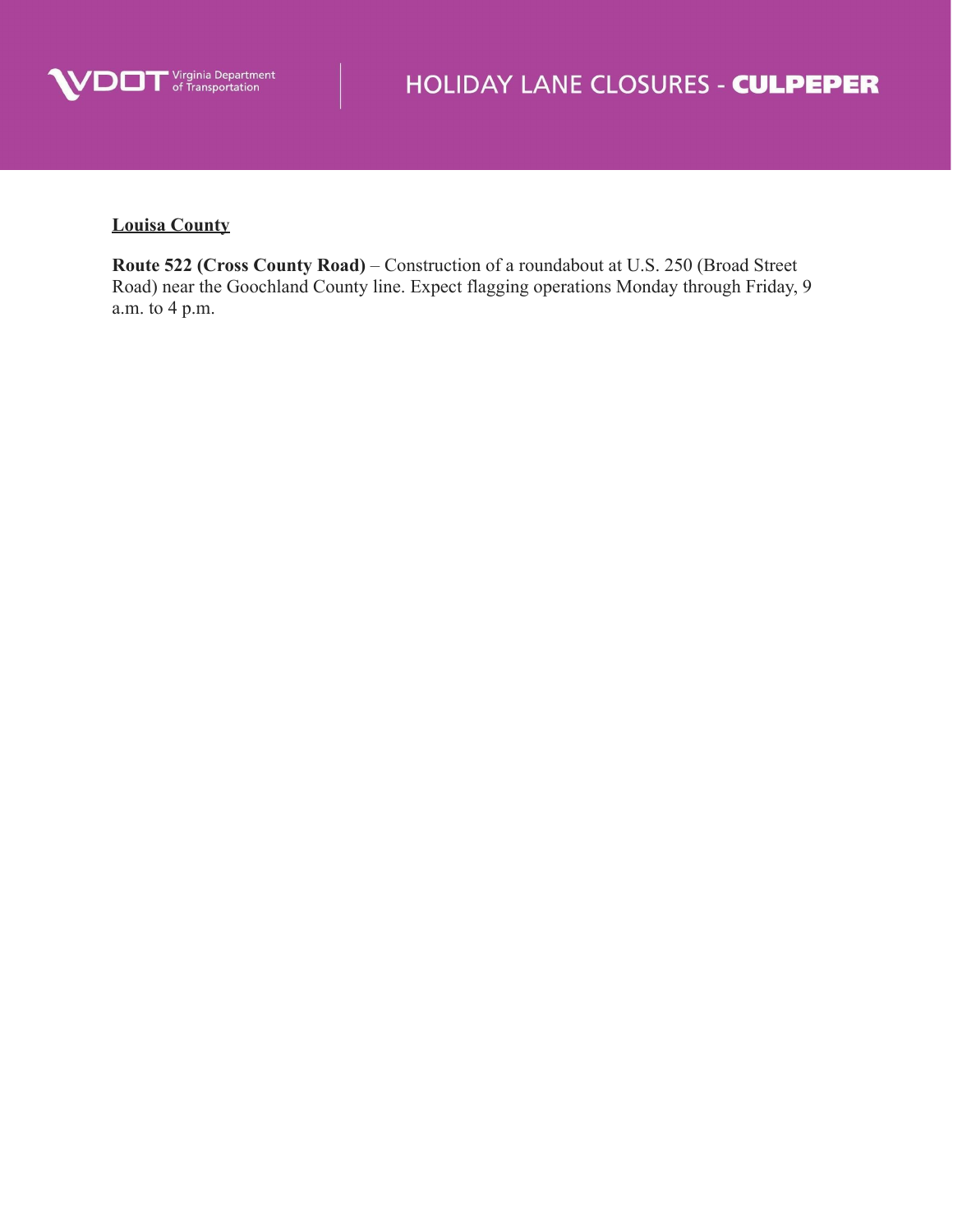**Louisa County**

**Route 522 (Cross County Road)** – Construction of a roundabout at U.S. 250 (Broad Street Road) near the Goochland County line. Expect flagging operations Monday through Friday, 9 a.m. to 4 p.m.